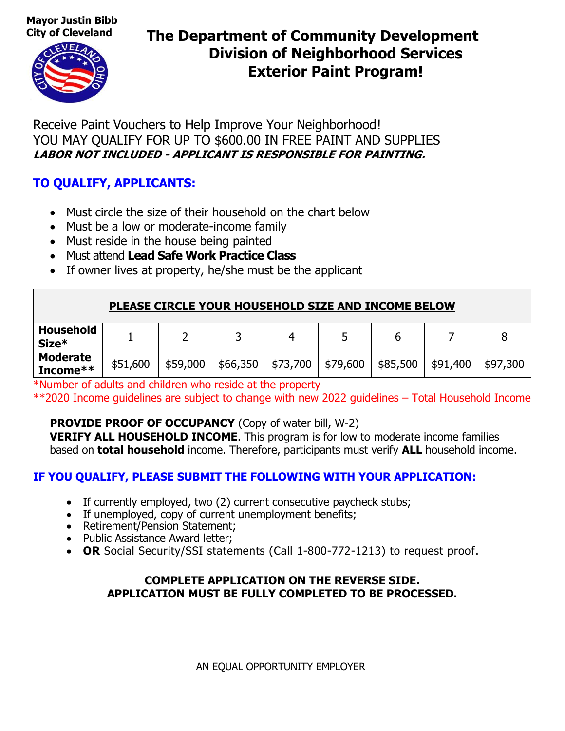**Mayor Justin Bibb**
**City of Cleveland**

# The Department of Community Development
## Division of Neighborhood Services
## Exterior Paint Program!

Receive Paint Vouchers to Help Improve Your Neighborhood!
YOU MAY QUALIFY FOR UP TO $600.00 IN FREE PAINT AND SUPPLIES
***LABOR NOT INCLUDED - APPLICANT IS RESPONSIBLE FOR PAINTING.***

### TO QUALIFY, APPLICANTS:

- Must circle the size of their household on the chart below
- Must be a low or moderate-income family
- Must reside in the house being painted
- Must attend **Lead Safe Work Practice Class**
- If owner lives at property, he/she must be the applicant

**PLEASE CIRCLE YOUR HOUSEHOLD SIZE AND INCOME BELOW**

| **Household Size*** | 1 | 2 | 3 | 4 | 5 | 6 | 7 | 8 |
|---|---|---|---|---|---|---|---|---|
| **Moderate Income**** | $51,600 | $59,000 | $66,350 | $73,700 | $79,600 | $85,500 | $91,400 | $97,300 |

*Number of adults and children who reside at the property
**2020 Income guidelines are subject to change with new 2022 guidelines – Total Household Income

**PROVIDE PROOF OF OCCUPANCY** (Copy of water bill, W-2)
**VERIFY ALL HOUSEHOLD INCOME**. This program is for low to moderate income families based on **total household** income. Therefore, participants must verify **ALL** household income.

### IF YOU QUALIFY, PLEASE SUBMIT THE FOLLOWING WITH YOUR APPLICATION:

- If currently employed, two (2) current consecutive paycheck stubs;
- If unemployed, copy of current unemployment benefits;
- Retirement/Pension Statement;
- Public Assistance Award letter;
- **OR** Social Security/SSI statements (Call 1-800-772-1213) to request proof.

**COMPLETE APPLICATION ON THE REVERSE SIDE.**
**APPLICATION MUST BE FULLY COMPLETED TO BE PROCESSED.**

AN EQUAL OPPORTUNITY EMPLOYER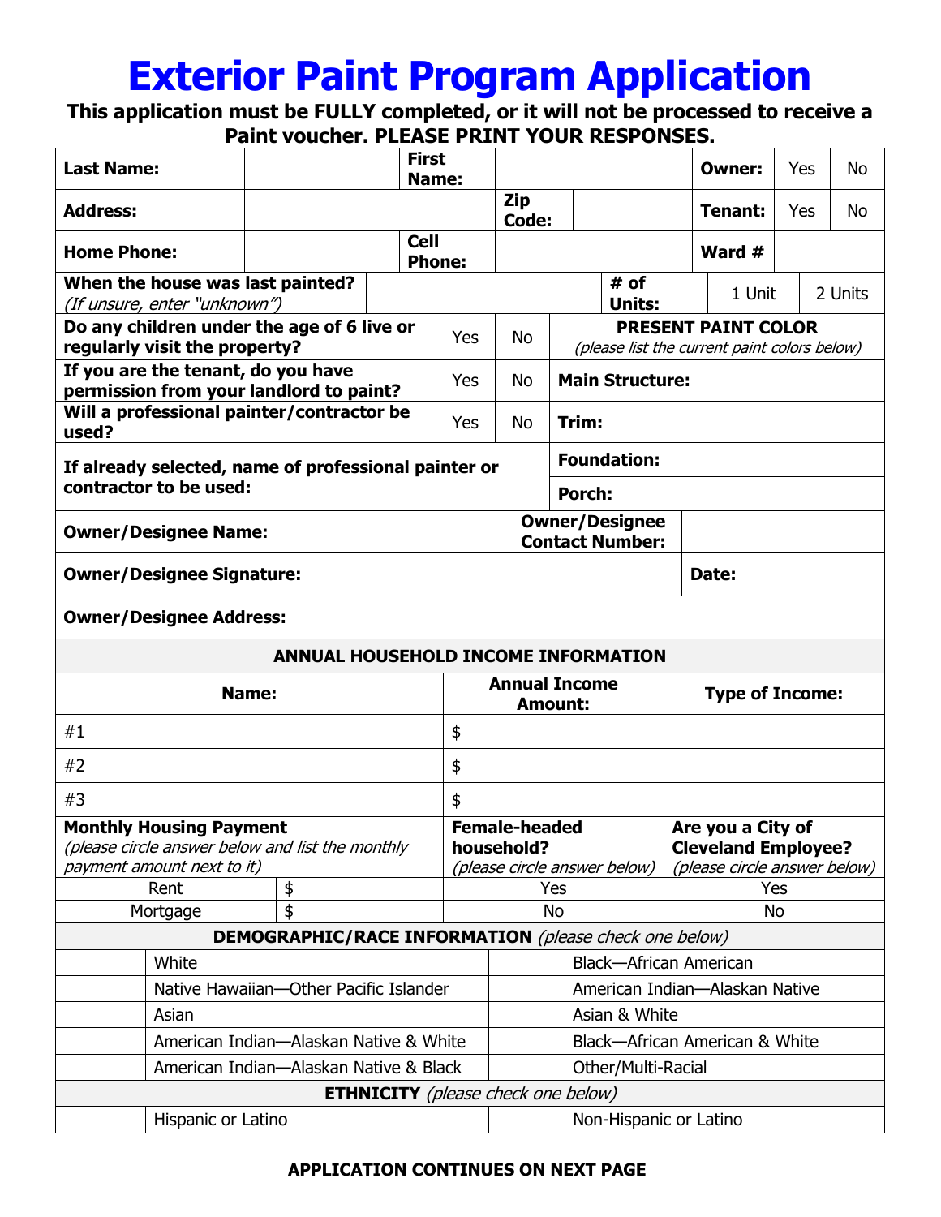# Exterior Paint Program Application

**This application must be FULLY completed, or it will not be processed to receive a Paint voucher. PLEASE PRINT YOUR RESPONSES.**

| **Last Name:** | | **First Name:** | | **Owner:** | Yes | No |
|---|---|---|---|---|---|---|
| **Address:** | | **Zip Code:** | | **Tenant:** | Yes | No |
| **Home Phone:** | | **Cell Phone:** | | **Ward #** | | |

| **When the house was last painted?** *(If unsure, enter "unknown")* | | | **# of Units:** | 1 Unit | 2 Units |
|---|---|---|---|---|---|
| **Do any children under the age of 6 live or regularly visit the property?** | Yes | No | **PRESENT PAINT COLOR** *(please list the current paint colors below)* | | |
| **If you are the tenant, do you have permission from your landlord to paint?** | Yes | No | **Main Structure:** | | |
| **Will a professional painter/contractor be used?** | Yes | No | **Trim:** | | |
| **If already selected, name of professional painter or contractor to be used:** | | | **Foundation:** | | |
| | | | **Porch:** | | |

| **Owner/Designee Name:** | | **Owner/Designee Contact Number:** | |
|---|---|---|---|
| **Owner/Designee Signature:** | | **Date:** | |
| **Owner/Designee Address:** | | | |

| **ANNUAL HOUSEHOLD INCOME INFORMATION** | | |
|---|---|---|
| **Name:** | **Annual Income Amount:** | **Type of Income:** |
| #1 | $ | |
| #2 | $ | |
| #3 | $ | |

| **Monthly Housing Payment** *(please circle answer below and list the monthly payment amount next to it)* | | **Female-headed household?** *(please circle answer below)* | **Are you a City of Cleveland Employee?** *(please circle answer below)* |
|---|---|---|---|
| Rent | $ | Yes | Yes |
| Mortgage | $ | No | No |

| **DEMOGRAPHIC/RACE INFORMATION** *(please check one below)* | | | |
|---|---|---|---|
| | White | | Black—African American |
| | Native Hawaiian—Other Pacific Islander | | American Indian—Alaskan Native |
| | Asian | | Asian & White |
| | American Indian—Alaskan Native & White | | Black—African American & White |
| | American Indian—Alaskan Native & Black | | Other/Multi-Racial |

| **ETHNICITY** *(please check one below)* | | | |
|---|---|---|---|
| | Hispanic or Latino | | Non-Hispanic or Latino |

**APPLICATION CONTINUES ON NEXT PAGE**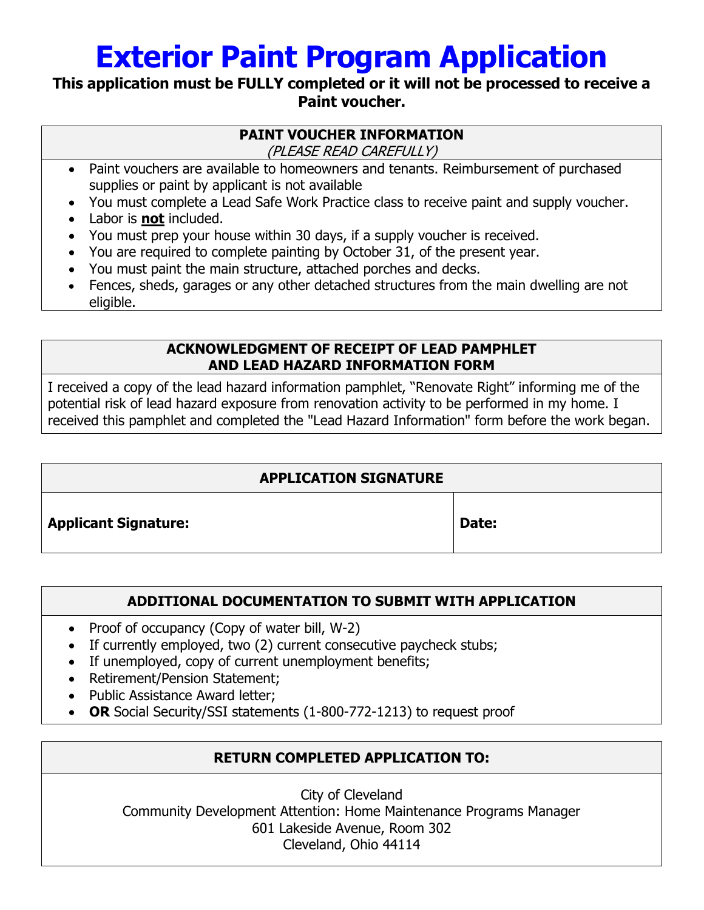# Exterior Paint Program Application

**This application must be FULLY completed or it will not be processed to receive a Paint voucher.**

## PAINT VOUCHER INFORMATION

*(PLEASE READ CAREFULLY)*

- Paint vouchers are available to homeowners and tenants. Reimbursement of purchased supplies or paint by applicant is not available
- You must complete a Lead Safe Work Practice class to receive paint and supply voucher.
- Labor is **not** included.
- You must prep your house within 30 days, if a supply voucher is received.
- You are required to complete painting by October 31, of the present year.
- You must paint the main structure, attached porches and decks.
- Fences, sheds, garages or any other detached structures from the main dwelling are not eligible.

## ACKNOWLEDGMENT OF RECEIPT OF LEAD PAMPHLET AND LEAD HAZARD INFORMATION FORM

I received a copy of the lead hazard information pamphlet, "Renovate Right" informing me of the potential risk of lead hazard exposure from renovation activity to be performed in my home. I received this pamphlet and completed the "Lead Hazard Information" form before the work began.

## APPLICATION SIGNATURE

| Applicant Signature: | Date: |
| --- | --- |

## ADDITIONAL DOCUMENTATION TO SUBMIT WITH APPLICATION

- Proof of occupancy (Copy of water bill, W-2)
- If currently employed, two (2) current consecutive paycheck stubs;
- If unemployed, copy of current unemployment benefits;
- Retirement/Pension Statement;
- Public Assistance Award letter;
- **OR** Social Security/SSI statements (1-800-772-1213) to request proof

## RETURN COMPLETED APPLICATION TO:

City of Cleveland
Community Development Attention: Home Maintenance Programs Manager
601 Lakeside Avenue, Room 302
Cleveland, Ohio 44114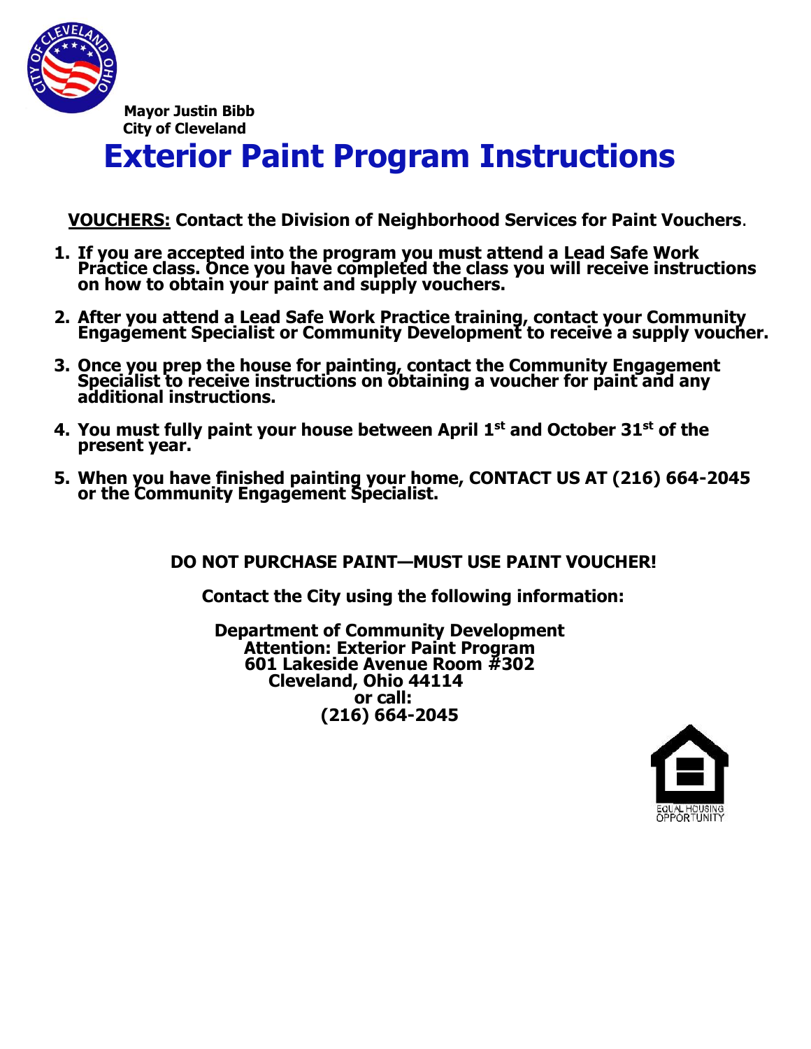**Mayor Justin Bibb**
**City of Cleveland**

# Exterior Paint Program Instructions

**<u>VOUCHERS:</u> Contact the Division of Neighborhood Services for Paint Vouchers**.

1. **If you are accepted into the program you must attend a Lead Safe Work Practice class. Once you have completed the class you will receive instructions on how to obtain your paint and supply vouchers.**
2. **After you attend a Lead Safe Work Practice training, contact your Community Engagement Specialist or Community Development to receive a supply voucher.**
3. **Once you prep the house for painting, contact the Community Engagement Specialist to receive instructions on obtaining a voucher for paint and any additional instructions.**
4. **You must fully paint your house between April 1st and October 31st of the present year.**
5. **When you have finished painting your home, CONTACT US AT (216) 664-2045 or the Community Engagement Specialist.**

**DO NOT PURCHASE PAINT—MUST USE PAINT VOUCHER!**

**Contact the City using the following information:**

**Department of Community Development**
**Attention: Exterior Paint Program**
**601 Lakeside Avenue Room #302**
**Cleveland, Ohio 44114**
**or call:**
**(216) 664-2045**

EQUAL HOUSING OPPORTUNITY